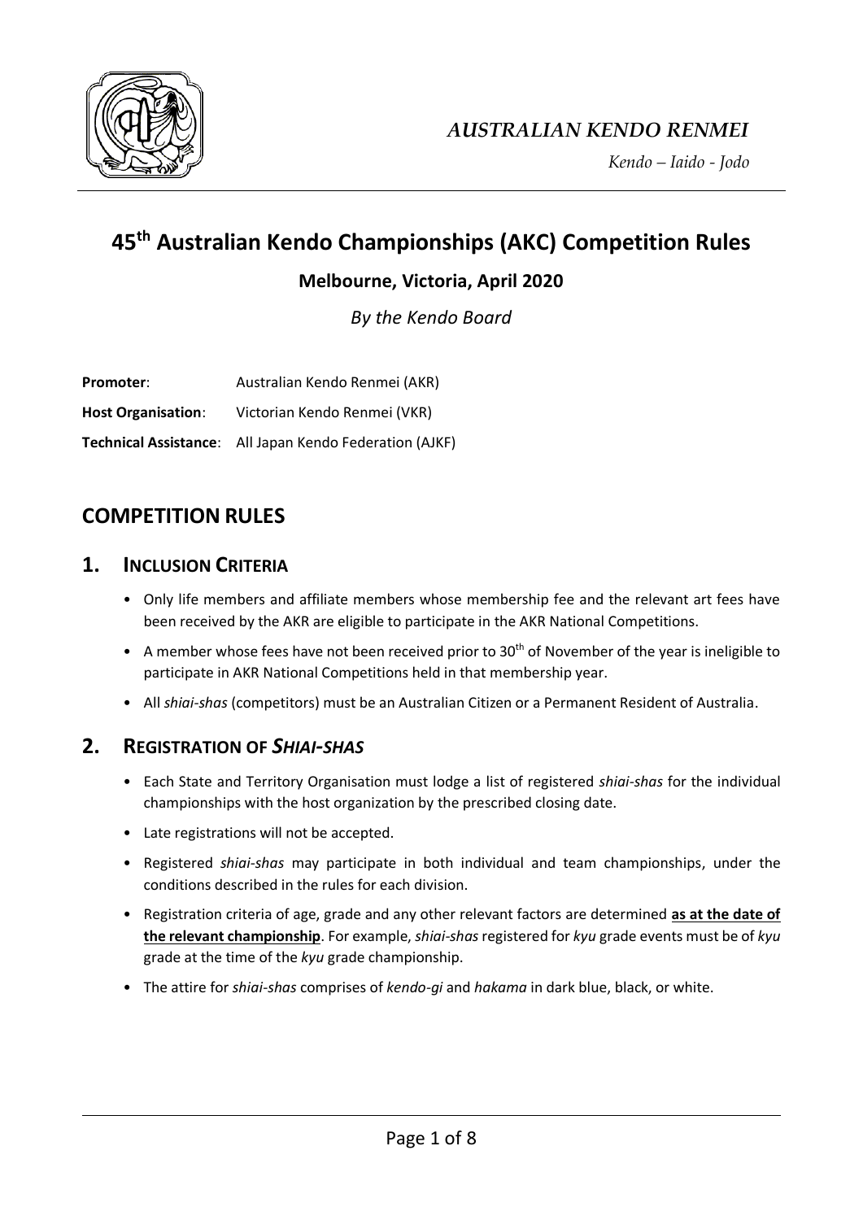*AUSTRALIAN KENDO RENMEI*

*Kendo – Iaido - Jodo*

# 45th Australian Kendo Championships (AKC) Competition Rules

### Melbourne, Victoria, April 2020

*By the Kendo Board*

**Promoter**: Australian Kendo Renmei (AKR)

**Host Organisation**: Victorian Kendo Renmei (VKR)

**Technical Assistance**: All Japan Kendo Federation (AJKF)

## COMPETITION RULES

### 1. INCLUSION CRITERIA

- Only life members and affiliate members whose membership fee and the relevant art fees have been received by the AKR are eligible to participate in the AKR National Competitions.
- A member whose fees have not been received prior to 30th of November of the year is ineligible to participate in AKR National Competitions held in that membership year.
- All *shiai-shas* (competitors) must be an Australian Citizen or a Permanent Resident of Australia.

### 2. REGISTRATION OF *SHIAI-SHAS*

- Each State and Territory Organisation must lodge a list of registered *shiai-shas* for the individual championships with the host organization by the prescribed closing date.
- Late registrations will not be accepted.
- Registered *shiai-shas* may participate in both individual and team championships, under the conditions described in the rules for each division.
- Registration criteria of age, grade and any other relevant factors are determined **as at the date of the relevant championship**. For example, *shiai-shas* registered for *kyu* grade events must be of *kyu* grade at the time of the *kyu* grade championship.
- The attire for *shiai-shas* comprises of *kendo-gi* and *hakama* in dark blue, black, or white.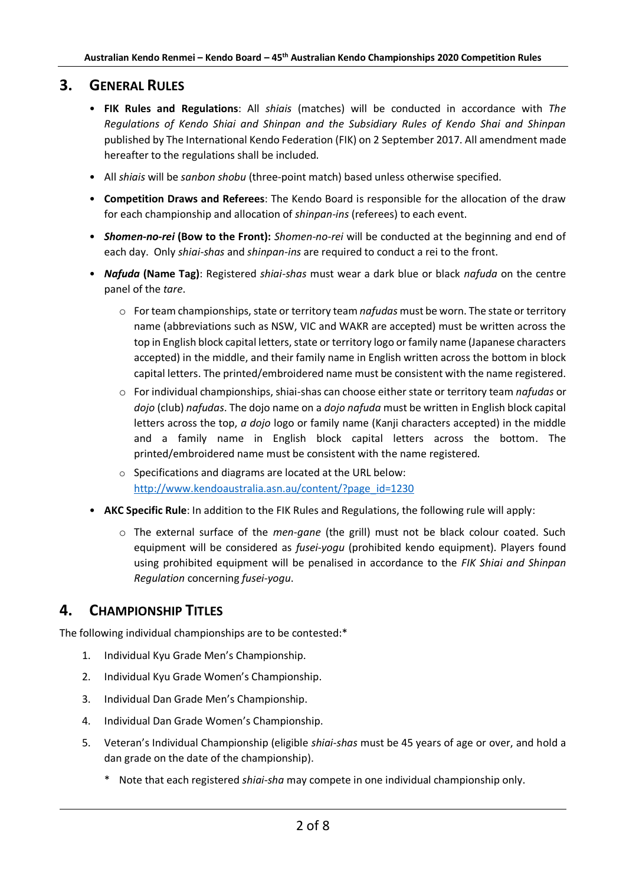## 3. General Rules

- **FIK Rules and Regulations**: All *shiais* (matches) will be conducted in accordance with *The Regulations of Kendo Shiai and Shinpan and the Subsidiary Rules of Kendo Shai and Shinpan* published by The International Kendo Federation (FIK) on 2 September 2017. All amendment made hereafter to the regulations shall be included.
- All *shiais* will be *sanbon shobu* (three-point match) based unless otherwise specified.
- **Competition Draws and Referees**: The Kendo Board is responsible for the allocation of the draw for each championship and allocation of *shinpan-ins* (referees) to each event.
- ***Shomen-no-rei* (Bow to the Front):** *Shomen-no-rei* will be conducted at the beginning and end of each day. Only *shiai-shas* and *shinpan-ins* are required to conduct a rei to the front.
- ***Nafuda* (Name Tag)**: Registered *shiai-shas* must wear a dark blue or black *nafuda* on the centre panel of the *tare*.
  - For team championships, state or territory team *nafudas* must be worn. The state or territory name (abbreviations such as NSW, VIC and WAKR are accepted) must be written across the top in English block capital letters, state or territory logo or family name (Japanese characters accepted) in the middle, and their family name in English written across the bottom in block capital letters. The printed/embroidered name must be consistent with the name registered.
  - For individual championships, shiai-shas can choose either state or territory team *nafudas* or *dojo* (club) *nafudas*. The dojo name on a *dojo nafuda* must be written in English block capital letters across the top, *a dojo* logo or family name (Kanji characters accepted) in the middle and a family name in English block capital letters across the bottom. The printed/embroidered name must be consistent with the name registered.
  - Specifications and diagrams are located at the URL below: http://www.kendoaustralia.asn.au/content/?page_id=1230
- **AKC Specific Rule**: In addition to the FIK Rules and Regulations, the following rule will apply:
  - The external surface of the *men-gane* (the grill) must not be black colour coated. Such equipment will be considered as *fusei-yogu* (prohibited kendo equipment). Players found using prohibited equipment will be penalised in accordance to the *FIK Shiai and Shinpan Regulation* concerning *fusei-yogu*.

## 4. Championship Titles

The following individual championships are to be contested:*

1. Individual Kyu Grade Men's Championship.
2. Individual Kyu Grade Women's Championship.
3. Individual Dan Grade Men's Championship.
4. Individual Dan Grade Women's Championship.
5. Veteran's Individual Championship (eligible *shiai-shas* must be 45 years of age or over, and hold a dan grade on the date of the championship).

   \* Note that each registered *shiai-sha* may compete in one individual championship only.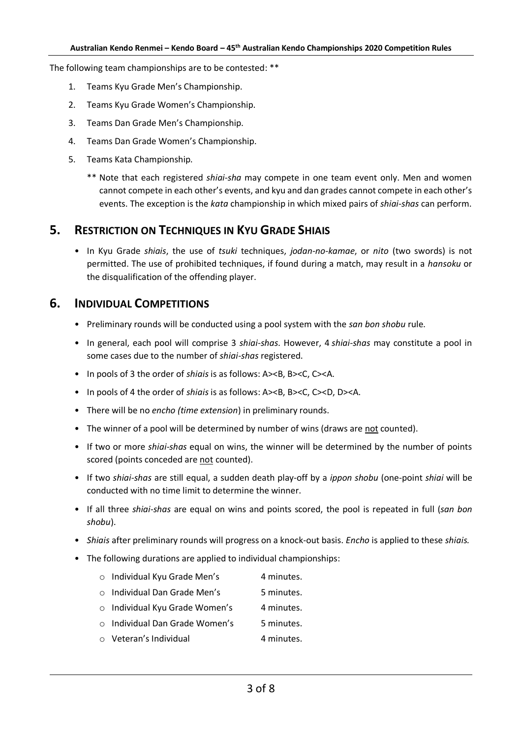The following team championships are to be contested: **

1. Teams Kyu Grade Men's Championship.
2. Teams Kyu Grade Women's Championship.
3. Teams Dan Grade Men's Championship.
4. Teams Dan Grade Women's Championship.
5. Teams Kata Championship.

   ** Note that each registered *shiai-sha* may compete in one team event only. Men and women cannot compete in each other's events, and kyu and dan grades cannot compete in each other's events. The exception is the *kata* championship in which mixed pairs of *shiai-shas* can perform.

## 5. RESTRICTION ON TECHNIQUES IN KYU GRADE SHIAIS

- In Kyu Grade *shiais*, the use of *tsuki* techniques, *jodan-no-kamae*, or *nito* (two swords) is not permitted. The use of prohibited techniques, if found during a match, may result in a *hansoku* or the disqualification of the offending player.

## 6. INDIVIDUAL COMPETITIONS

- Preliminary rounds will be conducted using a pool system with the *san bon shobu* rule.
- In general, each pool will comprise 3 *shiai-shas*. However, 4 *shiai-shas* may constitute a pool in some cases due to the number of *shiai-shas* registered.
- In pools of 3 the order of *shiais* is as follows: A><B, B><C, C><A.
- In pools of 4 the order of *shiais* is as follows: A><B, B><C, C><D, D><A.
- There will be no *encho (time extension*) in preliminary rounds.
- The winner of a pool will be determined by number of wins (draws are <u>not</u> counted).
- If two or more *shiai-shas* equal on wins, the winner will be determined by the number of points scored (points conceded are <u>not</u> counted).
- If two *shiai-shas* are still equal, a sudden death play-off by a *ippon shobu* (one-point *shiai* will be conducted with no time limit to determine the winner.
- If all three *shiai-shas* are equal on wins and points scored, the pool is repeated in full (*san bon shobu*).
- *Shiais* after preliminary rounds will progress on a knock-out basis. *Encho* is applied to these *shiais.*
- The following durations are applied to individual championships:
  - Individual Kyu Grade Men's — 4 minutes.
  - Individual Dan Grade Men's — 5 minutes.
  - Individual Kyu Grade Women's — 4 minutes.
  - Individual Dan Grade Women's — 5 minutes.
  - Veteran's Individual — 4 minutes.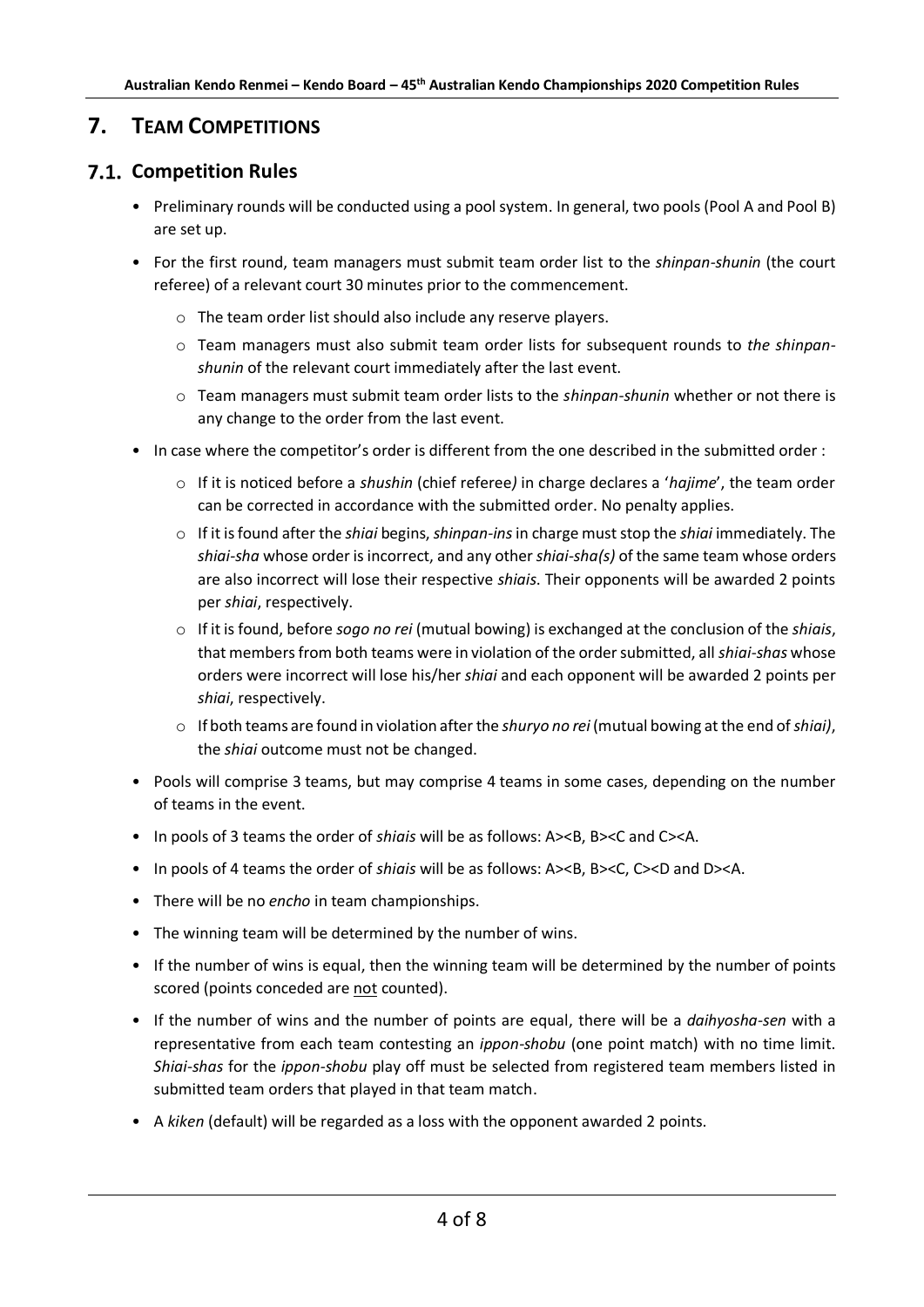# 7. TEAM COMPETITIONS

## 7.1. Competition Rules

- Preliminary rounds will be conducted using a pool system. In general, two pools (Pool A and Pool B) are set up.
- For the first round, team managers must submit team order list to the *shinpan-shunin* (the court referee) of a relevant court 30 minutes prior to the commencement.
  - The team order list should also include any reserve players.
  - Team managers must also submit team order lists for subsequent rounds to *the shinpan-shunin* of the relevant court immediately after the last event.
  - Team managers must submit team order lists to the *shinpan-shunin* whether or not there is any change to the order from the last event.
- In case where the competitor's order is different from the one described in the submitted order :
  - If it is noticed before a *shushin* (chief referee*)* in charge declares a '*hajime*', the team order can be corrected in accordance with the submitted order. No penalty applies.
  - If it is found after the *shiai* begins, *shinpan-ins* in charge must stop the *shiai* immediately. The *shiai-sha* whose order is incorrect, and any other *shiai-sha(s)* of the same team whose orders are also incorrect will lose their respective *shiais*. Their opponents will be awarded 2 points per *shiai*, respectively.
  - If it is found, before *sogo no rei* (mutual bowing) is exchanged at the conclusion of the *shiais*, that members from both teams were in violation of the order submitted, all *shiai-shas* whose orders were incorrect will lose his/her *shiai* and each opponent will be awarded 2 points per *shiai*, respectively.
  - If both teams are found in violation after the *shuryo no rei* (mutual bowing at the end of *shiai)*, the *shiai* outcome must not be changed.
- Pools will comprise 3 teams, but may comprise 4 teams in some cases, depending on the number of teams in the event.
- In pools of 3 teams the order of *shiais* will be as follows: A><B, B><C and C><A.
- In pools of 4 teams the order of *shiais* will be as follows: A><B, B><C, C><D and D><A.
- There will be no *encho* in team championships.
- The winning team will be determined by the number of wins.
- If the number of wins is equal, then the winning team will be determined by the number of points scored (points conceded are <u>not</u> counted).
- If the number of wins and the number of points are equal, there will be a *daihyosha-sen* with a representative from each team contesting an *ippon-shobu* (one point match) with no time limit. *Shiai-shas* for the *ippon-shobu* play off must be selected from registered team members listed in submitted team orders that played in that team match.
- A *kiken* (default) will be regarded as a loss with the opponent awarded 2 points.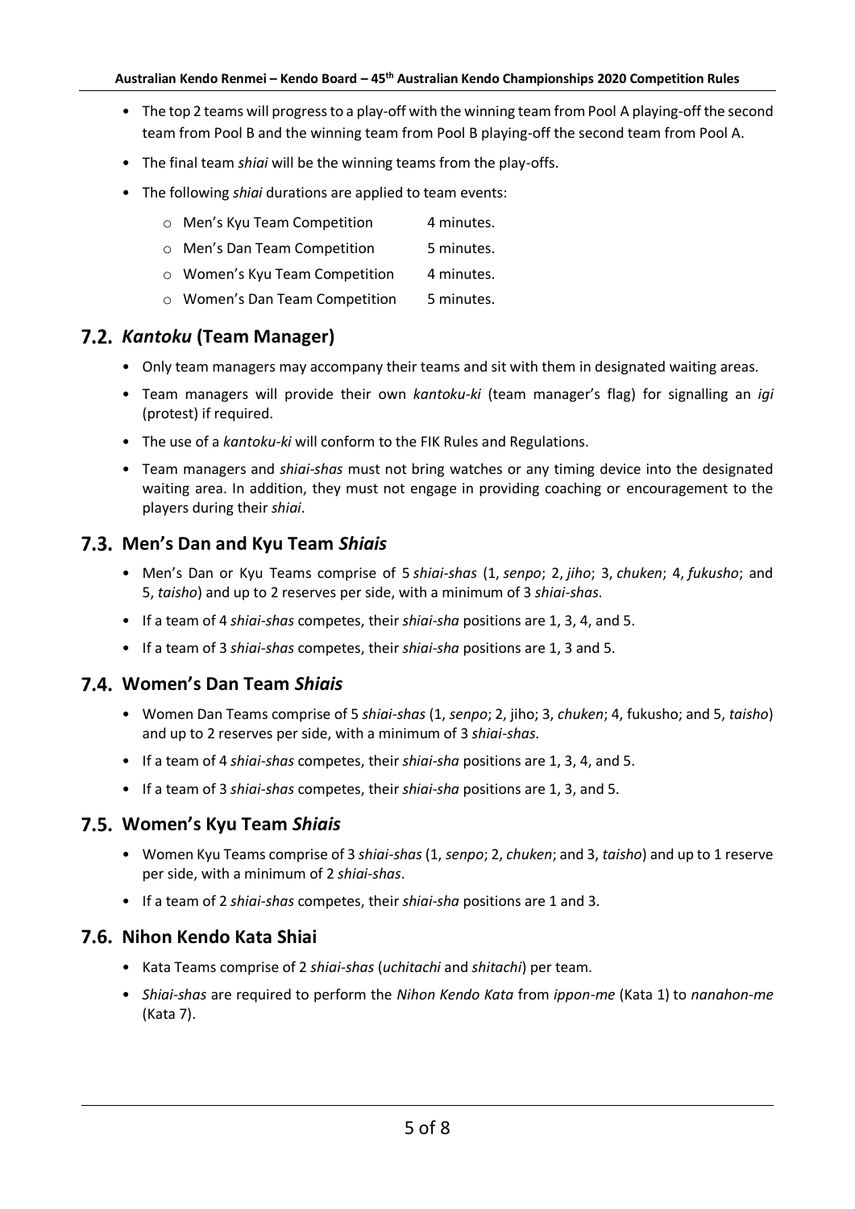- The top 2 teams will progress to a play-off with the winning team from Pool A playing-off the second team from Pool B and the winning team from Pool B playing-off the second team from Pool A.
- The final team *shiai* will be the winning teams from the play-offs.
- The following *shiai* durations are applied to team events:
  - Men's Kyu Team Competition 4 minutes.
  - Men's Dan Team Competition 5 minutes.
  - Women's Kyu Team Competition 4 minutes.
  - Women's Dan Team Competition 5 minutes.

## 7.2. *Kantoku* (Team Manager)

- Only team managers may accompany their teams and sit with them in designated waiting areas.
- Team managers will provide their own *kantoku-ki* (team manager's flag) for signalling an *igi* (protest) if required.
- The use of a *kantoku-ki* will conform to the FIK Rules and Regulations.
- Team managers and *shiai-shas* must not bring watches or any timing device into the designated waiting area. In addition, they must not engage in providing coaching or encouragement to the players during their *shiai*.

## 7.3. Men's Dan and Kyu Team *Shiais*

- Men's Dan or Kyu Teams comprise of 5 *shiai-shas* (1, *senpo*; 2, *jiho*; 3, *chuken*; 4, *fukusho*; and 5, *taisho*) and up to 2 reserves per side, with a minimum of 3 *shiai-shas*.
- If a team of 4 *shiai-shas* competes, their *shiai-sha* positions are 1, 3, 4, and 5.
- If a team of 3 *shiai-shas* competes, their *shiai-sha* positions are 1, 3 and 5.

## 7.4. Women's Dan Team *Shiais*

- Women Dan Teams comprise of 5 *shiai-shas* (1, *senpo*; 2, jiho; 3, *chuken*; 4, fukusho; and 5, *taisho*) and up to 2 reserves per side, with a minimum of 3 *shiai-shas*.
- If a team of 4 *shiai-shas* competes, their *shiai-sha* positions are 1, 3, 4, and 5.
- If a team of 3 *shiai-shas* competes, their *shiai-sha* positions are 1, 3, and 5.

## 7.5. Women's Kyu Team *Shiais*

- Women Kyu Teams comprise of 3 *shiai-shas* (1, *senpo*; 2, *chuken*; and 3, *taisho*) and up to 1 reserve per side, with a minimum of 2 *shiai-shas*.
- If a team of 2 *shiai-shas* competes, their *shiai-sha* positions are 1 and 3.

## 7.6. Nihon Kendo Kata Shiai

- Kata Teams comprise of 2 *shiai-shas* (*uchitachi* and *shitachi*) per team.
- *Shiai-shas* are required to perform the *Nihon Kendo Kata* from *ippon-me* (Kata 1) to *nanahon-me* (Kata 7).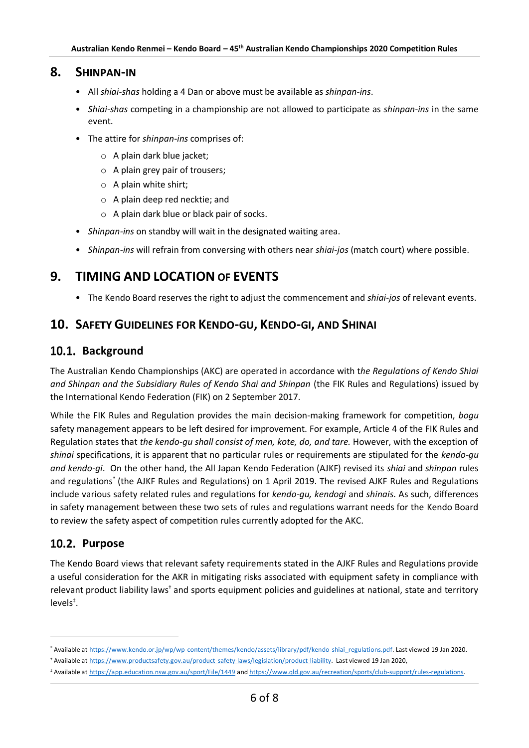## 8. SHINPAN-IN

- All *shiai-shas* holding a 4 Dan or above must be available as *shinpan-ins*.
- *Shiai-shas* competing in a championship are not allowed to participate as *shinpan-ins* in the same event.
- The attire for *shinpan-ins* comprises of:
  - A plain dark blue jacket;
  - A plain grey pair of trousers;
  - A plain white shirt;
  - A plain deep red necktie; and
  - A plain dark blue or black pair of socks.
- *Shinpan-ins* on standby will wait in the designated waiting area.
- *Shinpan-ins* will refrain from conversing with others near *shiai-jos* (match court) where possible.

## 9. TIMING AND LOCATION OF EVENTS

- The Kendo Board reserves the right to adjust the commencement and *shiai-jos* of relevant events.

## 10. SAFETY GUIDELINES FOR KENDO-GU, KENDO-GI, AND SHINAI

### 10.1. Background

The Australian Kendo Championships (AKC) are operated in accordance with t*he Regulations of Kendo Shiai and Shinpan and the Subsidiary Rules of Kendo Shai and Shinpan* (the FIK Rules and Regulations) issued by the International Kendo Federation (FIK) on 2 September 2017.

While the FIK Rules and Regulation provides the main decision-making framework for competition, *bogu* safety management appears to be left desired for improvement. For example, Article 4 of the FIK Rules and Regulation states that *the kendo-gu shall consist of men, kote, do, and tare.* However, with the exception of *shinai* specifications, it is apparent that no particular rules or requirements are stipulated for the *kendo-gu and kendo-gi*. On the other hand, the All Japan Kendo Federation (AJKF) revised its *shiai* and *shinpan* rules and regulations[*] (the AJKF Rules and Regulations) on 1 April 2019. The revised AJKF Rules and Regulations include various safety related rules and regulations for *kendo-gu, kendogi* and *shinais*. As such, differences in safety management between these two sets of rules and regulations warrant needs for the Kendo Board to review the safety aspect of competition rules currently adopted for the AKC.

### 10.2. Purpose

The Kendo Board views that relevant safety requirements stated in the AJKF Rules and Regulations provide a useful consideration for the AKR in mitigating risks associated with equipment safety in compliance with relevant product liability laws[†] and sports equipment policies and guidelines at national, state and territory levels[‡].

---

[*] Available at https://www.kendo.or.jp/wp/wp-content/themes/kendo/assets/library/pdf/kendo-shiai_regulations.pdf. Last viewed 19 Jan 2020.

[†] Available at https://www.productsafety.gov.au/product-safety-laws/legislation/product-liability. Last viewed 19 Jan 2020,

[‡] Available at https://app.education.nsw.gov.au/sport/File/1449 and https://www.qld.gov.au/recreation/sports/club-support/rules-regulations.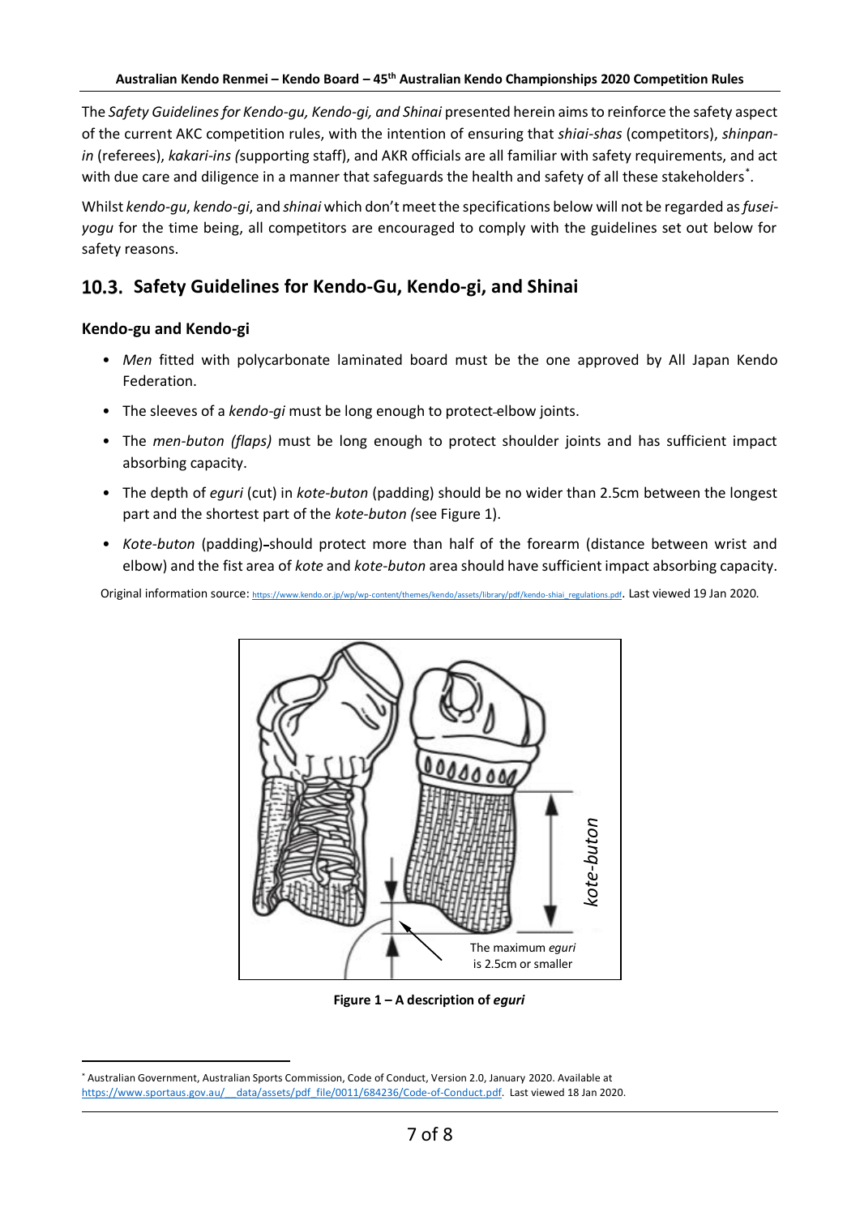The *Safety Guidelines for Kendo-gu, Kendo-gi, and Shinai* presented herein aims to reinforce the safety aspect of the current AKC competition rules, with the intention of ensuring that *shiai-shas* (competitors), *shinpan-in* (referees), *kakari-ins (*supporting staff), and AKR officials are all familiar with safety requirements, and act with due care and diligence in a manner that safeguards the health and safety of all these stakeholders*.

Whilst *kendo-gu*, *kendo-gi*, and *shinai* which don't meet the specifications below will not be regarded as *fusei-yogu* for the time being, all competitors are encouraged to comply with the guidelines set out below for safety reasons.

## 10.3. Safety Guidelines for Kendo-Gu, Kendo-gi, and Shinai

### Kendo-gu and Kendo-gi

- *Men* fitted with polycarbonate laminated board must be the one approved by All Japan Kendo Federation.
- The sleeves of a *kendo-gi* must be long enough to protect elbow joints.
- The *men-buton (flaps)* must be long enough to protect shoulder joints and has sufficient impact absorbing capacity.
- The depth of *eguri* (cut) in *kote-buton* (padding) should be no wider than 2.5cm between the longest part and the shortest part of the *kote-buton (*see Figure 1).
- *Kote-buton* (padding) should protect more than half of the forearm (distance between wrist and elbow) and the fist area of *kote* and *kote-buton* area should have sufficient impact absorbing capacity.

Original information source: https://www.kendo.or.jp/wp/wp-content/themes/kendo/assets/library/pdf/kendo-shiai_regulations.pdf. Last viewed 19 Jan 2020.

kote-buton

The maximum *eguri* is 2.5cm or smaller

**Figure 1 – A description of *eguri***

* Australian Government, Australian Sports Commission, Code of Conduct, Version 2.0, January 2020. Available at https://www.sportaus.gov.au/__data/assets/pdf_file/0011/684236/Code-of-Conduct.pdf. Last viewed 18 Jan 2020.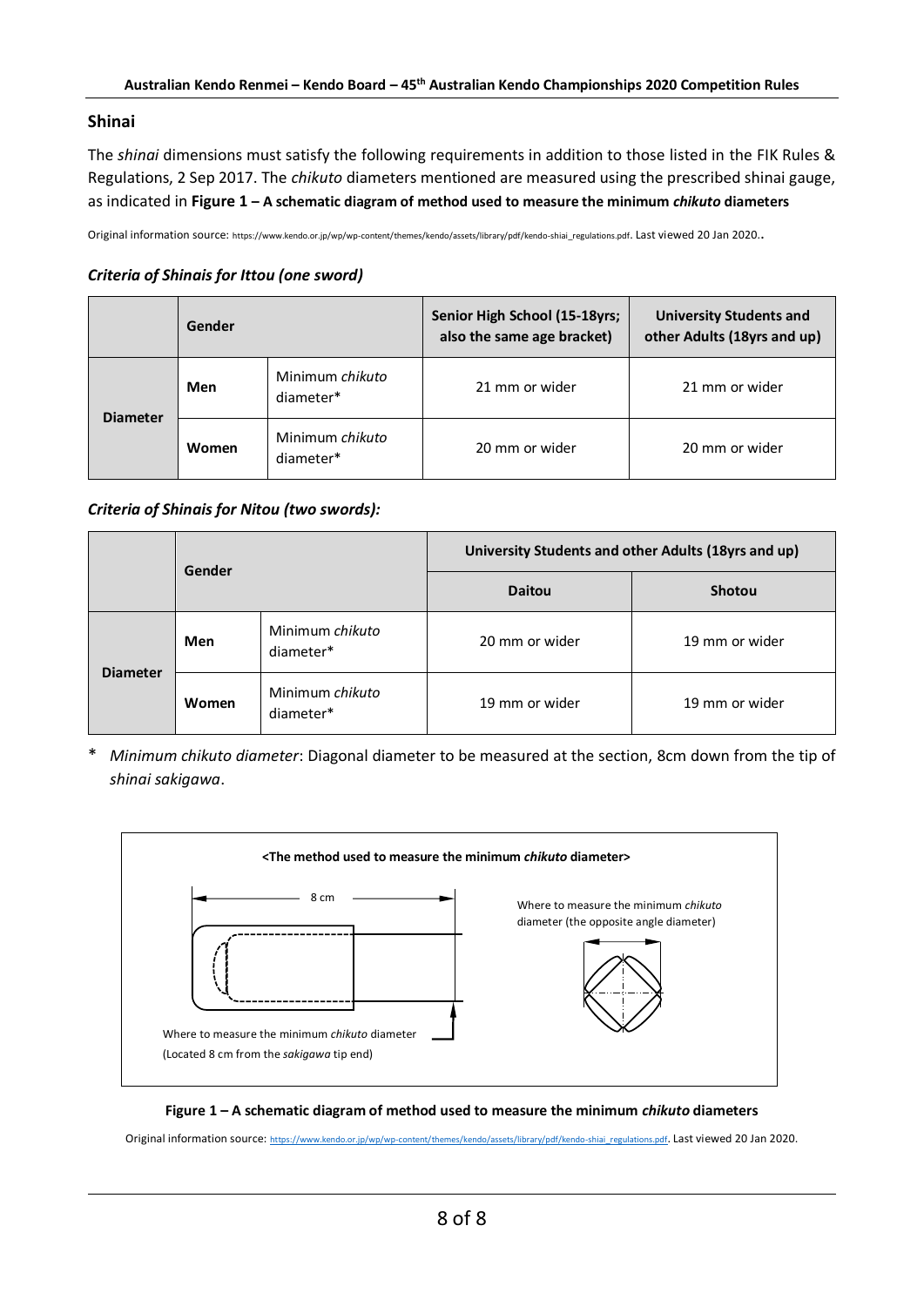## Shinai

The *shinai* dimensions must satisfy the following requirements in addition to those listed in the FIK Rules & Regulations, 2 Sep 2017. The *chikuto* diameters mentioned are measured using the prescribed shinai gauge, as indicated in **Figure 1 – A schematic diagram of method used to measure the minimum *chikuto* diameters**

Original information source: https://www.kendo.or.jp/wp/wp-content/themes/kendo/assets/library/pdf/kendo-shiai_regulations.pdf. Last viewed 20 Jan 2020..

### *Criteria of Shinais for Ittou (one sword)*

| | Gender | | Senior High School (15-18yrs; also the same age bracket) | University Students and other Adults (18yrs and up) |
|---|---|---|---|---|
| Diameter | Men | Minimum *chikuto* diameter* | 21 mm or wider | 21 mm or wider |
| | Women | Minimum *chikuto* diameter* | 20 mm or wider | 20 mm or wider |

### *Criteria of Shinais for Nitou (two swords):*

| | Gender | | University Students and other Adults (18yrs and up) | |
|---|---|---|---|---|
| | | | Daitou | Shotou |
| Diameter | Men | Minimum *chikuto* diameter* | 20 mm or wider | 19 mm or wider |
| | Women | Minimum *chikuto* diameter* | 19 mm or wider | 19 mm or wider |

\* *Minimum chikuto diameter*: Diagonal diameter to be measured at the section, 8cm down from the tip of *shinai sakigawa*.

<The method used to measure the minimum *chikuto* diameter>

8 cm

Where to measure the minimum *chikuto* diameter (Located 8 cm from the *sakigawa* tip end)

Where to measure the minimum *chikuto* diameter (the opposite angle diameter)

**Figure 1 – A schematic diagram of method used to measure the minimum *chikuto* diameters**

Original information source: https://www.kendo.or.jp/wp/wp-content/themes/kendo/assets/library/pdf/kendo-shiai_regulations.pdf. Last viewed 20 Jan 2020.